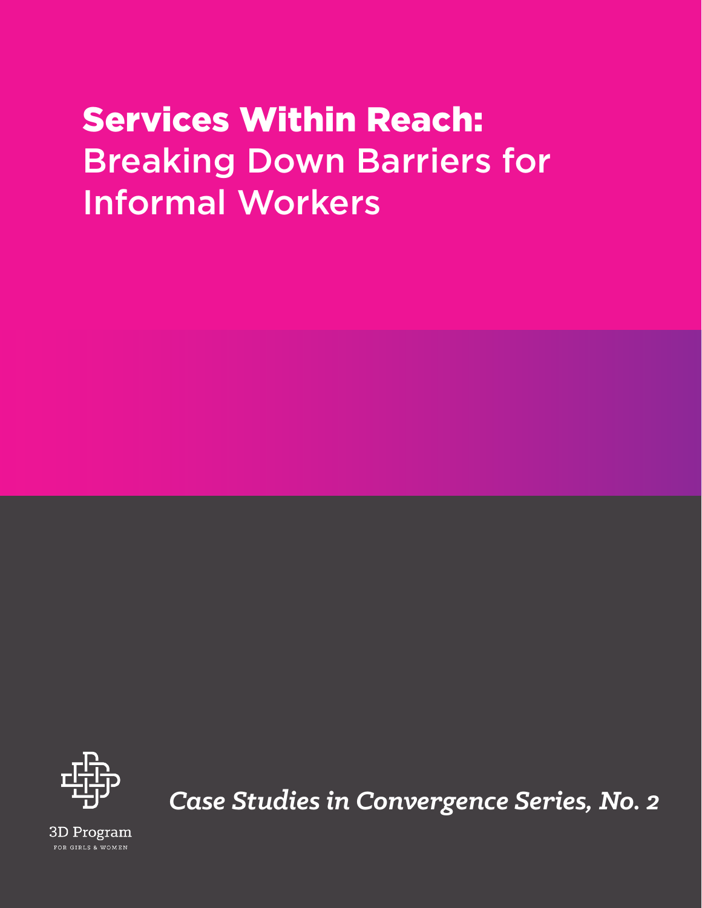# **Services Within Reach:** Breaking Down Barriers for Informal Workers

*Case Studies in Convergence Series, No. 2*

3D Program

FOR GIRLS & WOMEN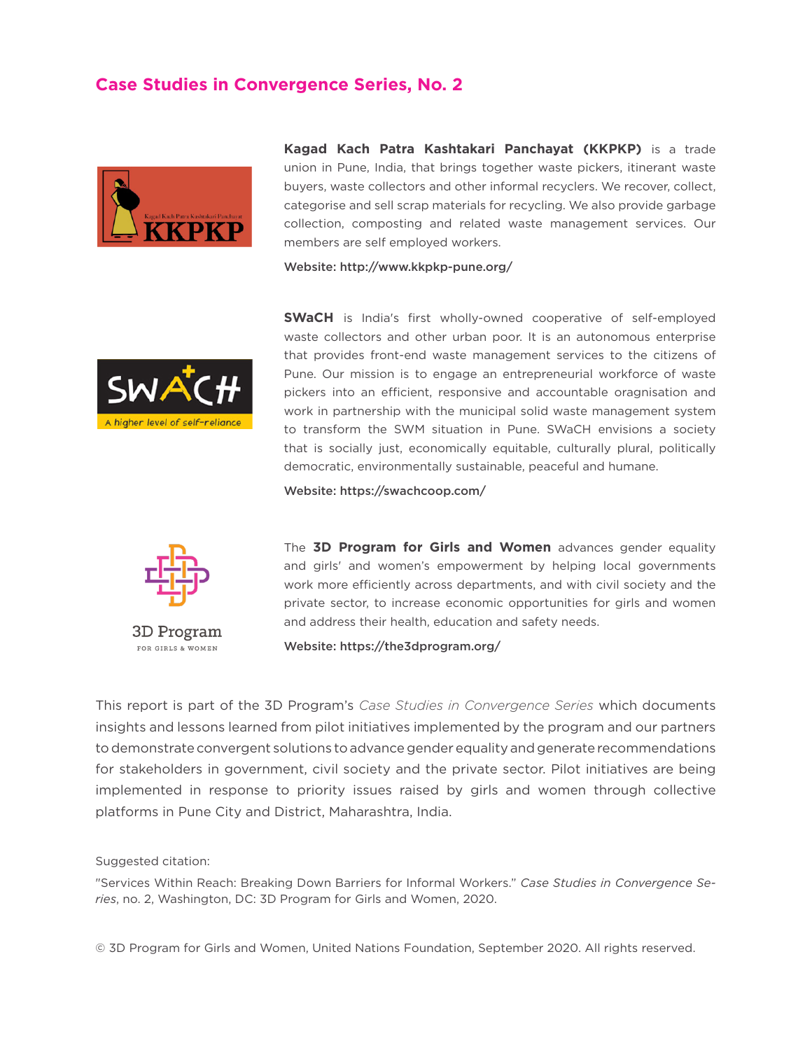## Case Studies in Convergence Series, No. 2

**Kagad Kach Patra Kashtakari Panchayat (KKPKP)** is a trade union in Pune, India, that brings together waste pickers, itinerant waste buyers, waste collectors and other informal recyclers. We recover, collect, categorise and sell scrap materials for recycling. We also provide garbage collection, composting and related waste management services. Our members are self employed workers.

Website: http://www.kkpkp-pune.org/

**SWaCH** is India's first wholly-owned cooperative of self-employed waste collectors and other urban poor. It is an autonomous enterprise that provides front-end waste management services to the citizens of Pune. Our mission is to engage an entrepreneurial workforce of waste pickers into an efficient, responsive and accountable oragnisation and work in partnership with the municipal solid waste management system to transform the SWM situation in Pune. SWaCH envisions a society that is socially just, economically equitable, culturally plural, politically democratic, environmentally sustainable, peaceful and humane.

Website: https://swachcoop.com/

The **3D Program for Girls and Women** advances gender equality and girls' and women's empowerment by helping local governments work more efficiently across departments, and with civil society and the private sector, to increase economic opportunities for girls and women and address their health, education and safety needs.

Website: https://the3dprogram.org/

This report is part of the 3D Program's *Case Studies in Convergence Series* which documents insights and lessons learned from pilot initiatives implemented by the program and our partners to demonstrate convergent solutions to advance gender equality and generate recommendations for stakeholders in government, civil society and the private sector. Pilot initiatives are being implemented in response to priority issues raised by girls and women through collective platforms in Pune City and District, Maharashtra, India.

Suggested citation:

"Services Within Reach: Breaking Down Barriers for Informal Workers." *Case Studies in Convergence Series*, no. 2, Washington, DC: 3D Program for Girls and Women, 2020.

© 3D Program for Girls and Women, United Nations Foundation, September 2020. All rights reserved.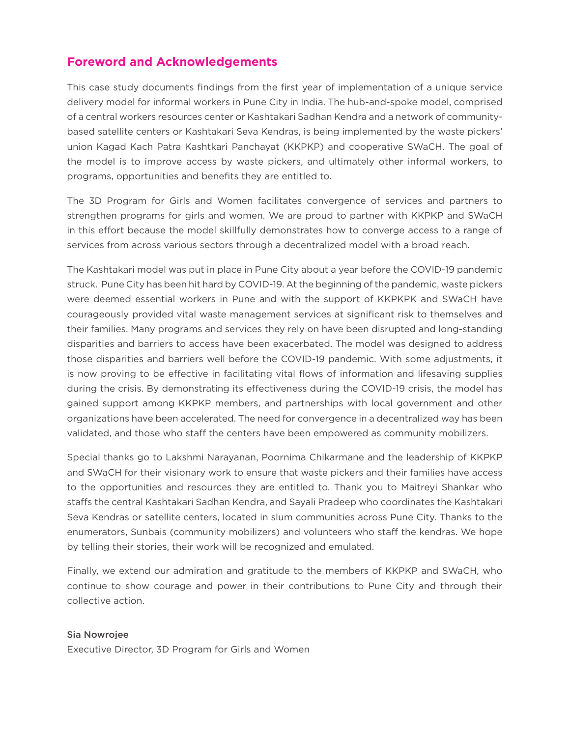## Foreword and Acknowledgements

This case study documents findings from the first year of implementation of a unique service delivery model for informal workers in Pune City in India. The hub-and-spoke model, comprised of a central workers resources center or Kashtakari Sadhan Kendra and a network of community-based satellite centers or Kashtakari Seva Kendras, is being implemented by the waste pickers' union Kagad Kach Patra Kashtkari Panchayat (KKPKP) and cooperative SWaCH. The goal of the model is to improve access by waste pickers, and ultimately other informal workers, to programs, opportunities and benefits they are entitled to.

The 3D Program for Girls and Women facilitates convergence of services and partners to strengthen programs for girls and women. We are proud to partner with KKPKP and SWaCH in this effort because the model skillfully demonstrates how to converge access to a range of services from across various sectors through a decentralized model with a broad reach.

The Kashtakari model was put in place in Pune City about a year before the COVID-19 pandemic struck. Pune City has been hit hard by COVID-19. At the beginning of the pandemic, waste pickers were deemed essential workers in Pune and with the support of KKPKPK and SWaCH have courageously provided vital waste management services at significant risk to themselves and their families. Many programs and services they rely on have been disrupted and long-standing disparities and barriers to access have been exacerbated. The model was designed to address those disparities and barriers well before the COVID-19 pandemic. With some adjustments, it is now proving to be effective in facilitating vital flows of information and lifesaving supplies during the crisis. By demonstrating its effectiveness during the COVID-19 crisis, the model has gained support among KKPKP members, and partnerships with local government and other organizations have been accelerated. The need for convergence in a decentralized way has been validated, and those who staff the centers have been empowered as community mobilizers.

Special thanks go to Lakshmi Narayanan, Poornima Chikarmane and the leadership of KKPKP and SWaCH for their visionary work to ensure that waste pickers and their families have access to the opportunities and resources they are entitled to. Thank you to Maitreyi Shankar who staffs the central Kashtakari Sadhan Kendra, and Sayali Pradeep who coordinates the Kashtakari Seva Kendras or satellite centers, located in slum communities across Pune City. Thanks to the enumerators, Sunbais (community mobilizers) and volunteers who staff the kendras. We hope by telling their stories, their work will be recognized and emulated.

Finally, we extend our admiration and gratitude to the members of KKPKP and SWaCH, who continue to show courage and power in their contributions to Pune City and through their collective action.

Sia Nowrojee
Executive Director, 3D Program for Girls and Women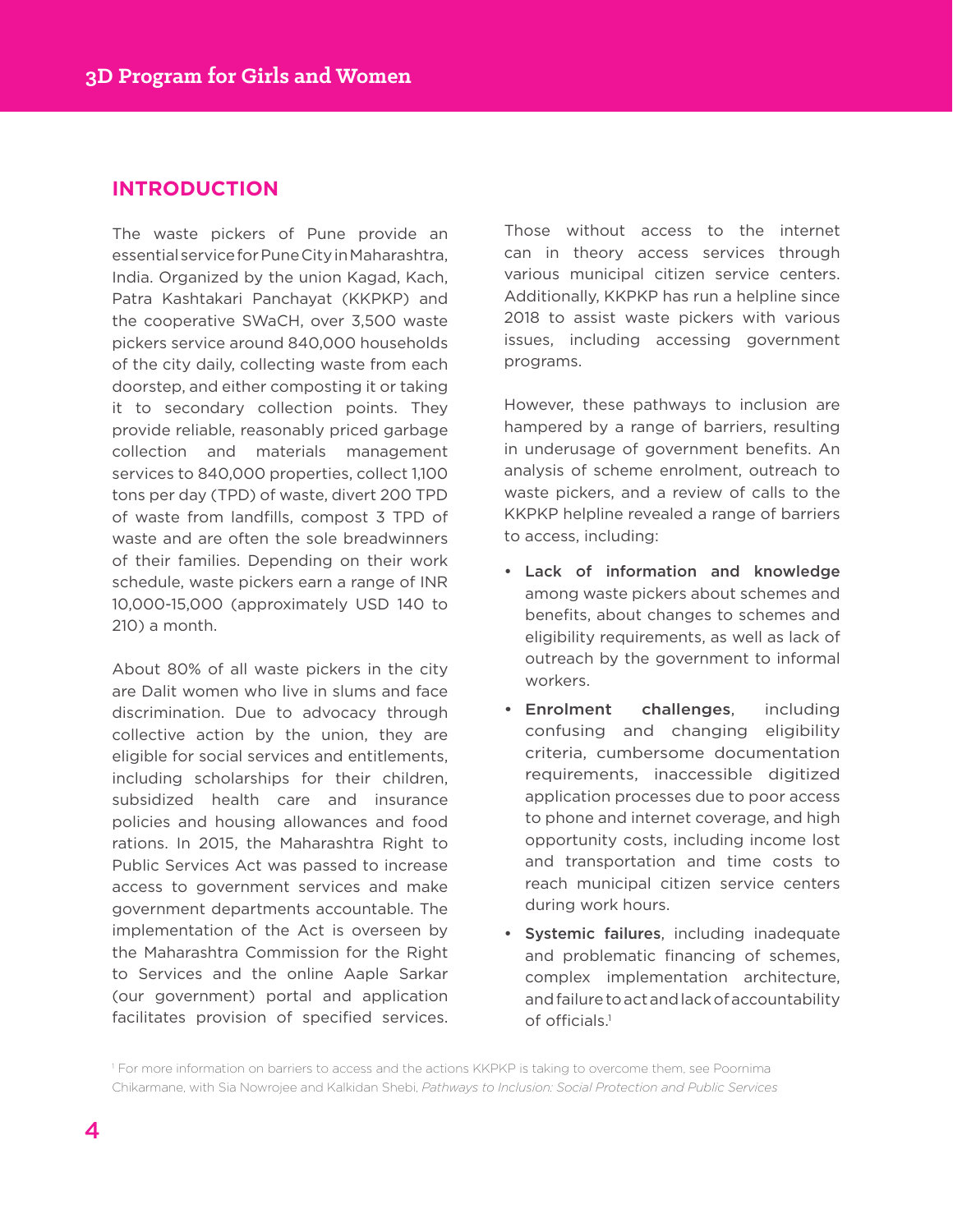## INTRODUCTION

The waste pickers of Pune provide an essential service for Pune City in Maharashtra, India. Organized by the union Kagad, Kach, Patra Kashtakari Panchayat (KKPKP) and the cooperative SWaCH, over 3,500 waste pickers service around 840,000 households of the city daily, collecting waste from each doorstep, and either composting it or taking it to secondary collection points. They provide reliable, reasonably priced garbage collection and materials management services to 840,000 properties, collect 1,100 tons per day (TPD) of waste, divert 200 TPD of waste from landfills, compost 3 TPD of waste and are often the sole breadwinners of their families. Depending on their work schedule, waste pickers earn a range of INR 10,000-15,000 (approximately USD 140 to 210) a month.

About 80% of all waste pickers in the city are Dalit women who live in slums and face discrimination. Due to advocacy through collective action by the union, they are eligible for social services and entitlements, including scholarships for their children, subsidized health care and insurance policies and housing allowances and food rations. In 2015, the Maharashtra Right to Public Services Act was passed to increase access to government services and make government departments accountable. The implementation of the Act is overseen by the Maharashtra Commission for the Right to Services and the online Aaple Sarkar (our government) portal and application facilitates provision of specified services. Those without access to the internet can in theory access services through various municipal citizen service centers. Additionally, KKPKP has run a helpline since 2018 to assist waste pickers with various issues, including accessing government programs.

However, these pathways to inclusion are hampered by a range of barriers, resulting in underusage of government benefits. An analysis of scheme enrolment, outreach to waste pickers, and a review of calls to the KKPKP helpline revealed a range of barriers to access, including:

- **Lack of information and knowledge** among waste pickers about schemes and benefits, about changes to schemes and eligibility requirements, as well as lack of outreach by the government to informal workers.
- **Enrolment challenges**, including confusing and changing eligibility criteria, cumbersome documentation requirements, inaccessible digitized application processes due to poor access to phone and internet coverage, and high opportunity costs, including income lost and transportation and time costs to reach municipal citizen service centers during work hours.
- **Systemic failures**, including inadequate and problematic financing of schemes, complex implementation architecture, and failure to act and lack of accountability of officials.[1]

[1] For more information on barriers to access and the actions KKPKP is taking to overcome them, see Poornima Chikarmane, with Sia Nowrojee and Kalkidan Shebi, *Pathways to Inclusion: Social Protection and Public Services*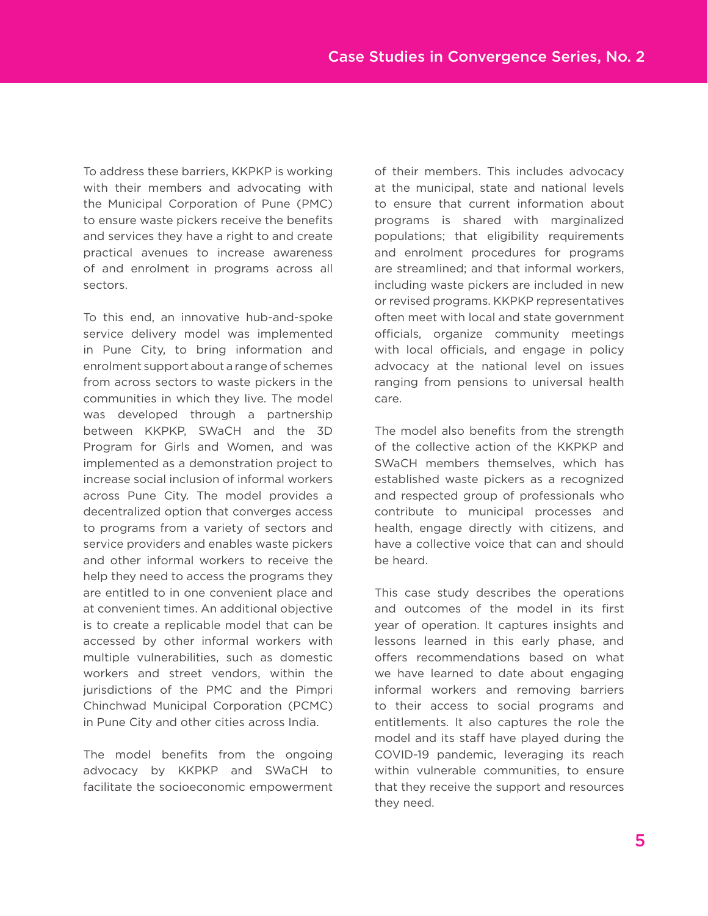To address these barriers, KKPKP is working with their members and advocating with the Municipal Corporation of Pune (PMC) to ensure waste pickers receive the benefits and services they have a right to and create practical avenues to increase awareness of and enrolment in programs across all sectors.

To this end, an innovative hub-and-spoke service delivery model was implemented in Pune City, to bring information and enrolment support about a range of schemes from across sectors to waste pickers in the communities in which they live. The model was developed through a partnership between KKPKP, SWaCH and the 3D Program for Girls and Women, and was implemented as a demonstration project to increase social inclusion of informal workers across Pune City. The model provides a decentralized option that converges access to programs from a variety of sectors and service providers and enables waste pickers and other informal workers to receive the help they need to access the programs they are entitled to in one convenient place and at convenient times. An additional objective is to create a replicable model that can be accessed by other informal workers with multiple vulnerabilities, such as domestic workers and street vendors, within the jurisdictions of the PMC and the Pimpri Chinchwad Municipal Corporation (PCMC) in Pune City and other cities across India.

The model benefits from the ongoing advocacy by KKPKP and SWaCH to facilitate the socioeconomic empowerment of their members. This includes advocacy at the municipal, state and national levels to ensure that current information about programs is shared with marginalized populations; that eligibility requirements and enrolment procedures for programs are streamlined; and that informal workers, including waste pickers are included in new or revised programs. KKPKP representatives often meet with local and state government officials, organize community meetings with local officials, and engage in policy advocacy at the national level on issues ranging from pensions to universal health care.

The model also benefits from the strength of the collective action of the KKPKP and SWaCH members themselves, which has established waste pickers as a recognized and respected group of professionals who contribute to municipal processes and health, engage directly with citizens, and have a collective voice that can and should be heard.

This case study describes the operations and outcomes of the model in its first year of operation. It captures insights and lessons learned in this early phase, and offers recommendations based on what we have learned to date about engaging informal workers and removing barriers to their access to social programs and entitlements. It also captures the role the model and its staff have played during the COVID-19 pandemic, leveraging its reach within vulnerable communities, to ensure that they receive the support and resources they need.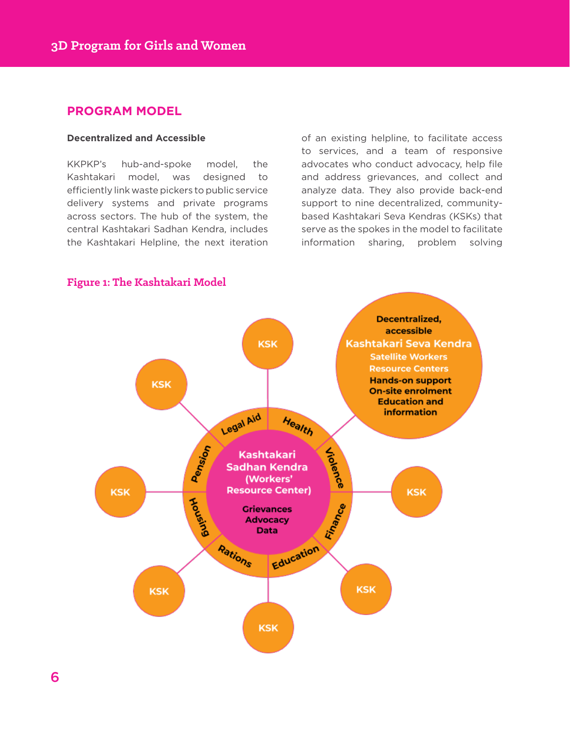## PROGRAM MODEL

**Decentralized and Accessible**

KKPKP's hub-and-spoke model, the Kashtakari model, was designed to efficiently link waste pickers to public service delivery systems and private programs across sectors. The hub of the system, the central Kashtakari Sadhan Kendra, includes the Kashtakari Helpline, the next iteration of an existing helpline, to facilitate access to services, and a team of responsive advocates who conduct advocacy, help file and address grievances, and collect and analyze data. They also provide back-end support to nine decentralized, community-based Kashtakari Seva Kendras (KSKs) that serve as the spokes in the model to facilitate information sharing, problem solving

**Figure 1: The Kashtakari Model**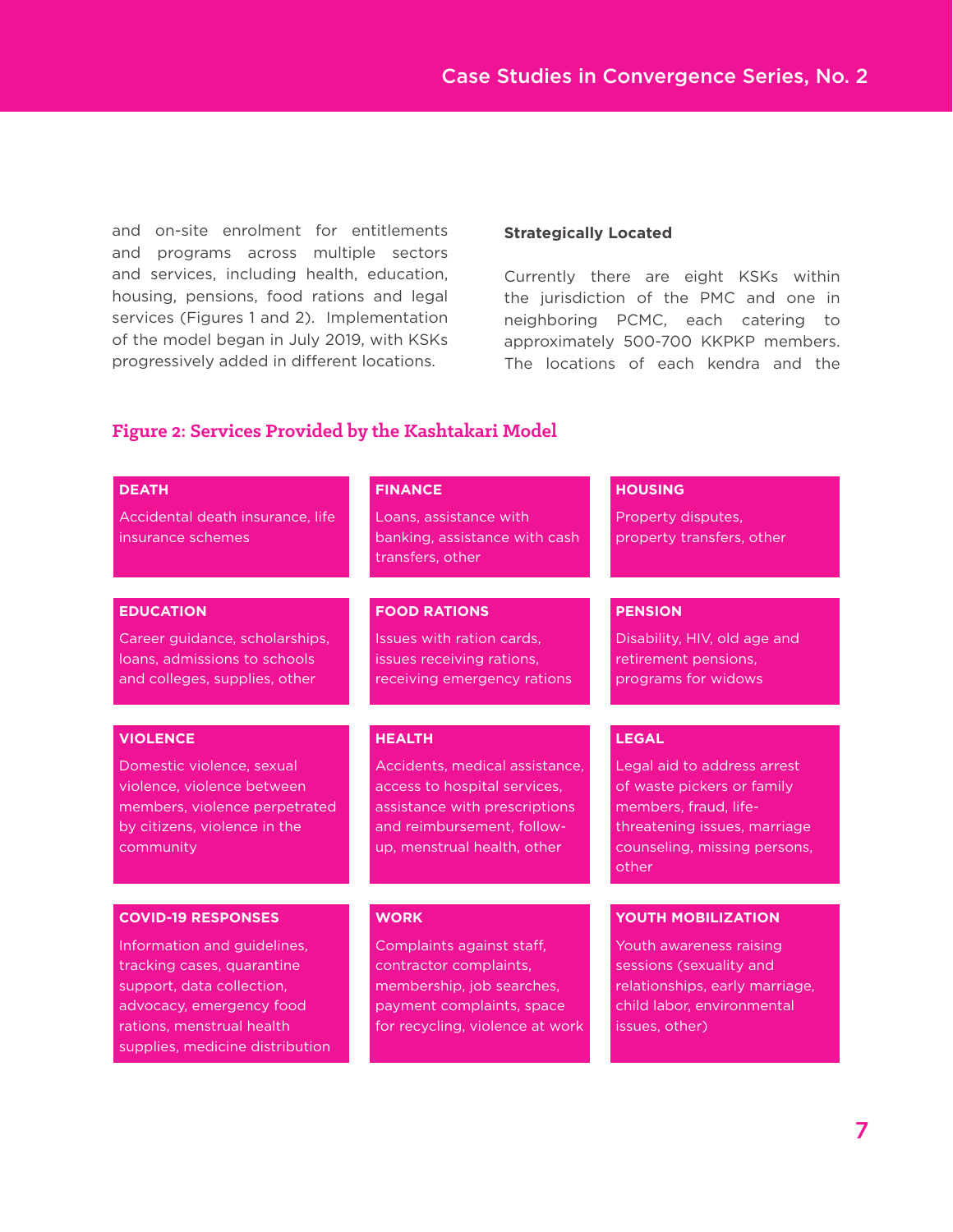and on-site enrolment for entitlements and programs across multiple sectors and services, including health, education, housing, pensions, food rations and legal services (Figures 1 and 2). Implementation of the model began in July 2019, with KSKs progressively added in different locations.

**Strategically Located**

Currently there are eight KSKs within the jurisdiction of the PMC and one in neighboring PCMC, each catering to approximately 500-700 KKPKP members. The locations of each kendra and the

## Figure 2: Services Provided by the Kashtakari Model

| **DEATH** | **FINANCE** | **HOUSING** |
|---|---|---|
| Accidental death insurance, life insurance schemes | Loans, assistance with banking, assistance with cash transfers, other | Property disputes, property transfers, other |
| **EDUCATION** | **FOOD RATIONS** | **PENSION** |
| Career guidance, scholarships, loans, admissions to schools and colleges, supplies, other | Issues with ration cards, issues receiving rations, receiving emergency rations | Disability, HIV, old age and retirement pensions, programs for widows |
| **VIOLENCE** | **HEALTH** | **LEGAL** |
| Domestic violence, sexual violence, violence between members, violence perpetrated by citizens, violence in the community | Accidents, medical assistance, access to hospital services, assistance with prescriptions and reimbursement, follow-up, menstrual health, other | Legal aid to address arrest of waste pickers or family members, fraud, life-threatening issues, marriage counseling, missing persons, other |
| **COVID-19 RESPONSES** | **WORK** | **YOUTH MOBILIZATION** |
| Information and guidelines, tracking cases, quarantine support, data collection, advocacy, emergency food rations, menstrual health supplies, medicine distribution | Complaints against staff, contractor complaints, membership, job searches, payment complaints, space for recycling, violence at work | Youth awareness raising sessions (sexuality and relationships, early marriage, child labor, environmental issues, other) |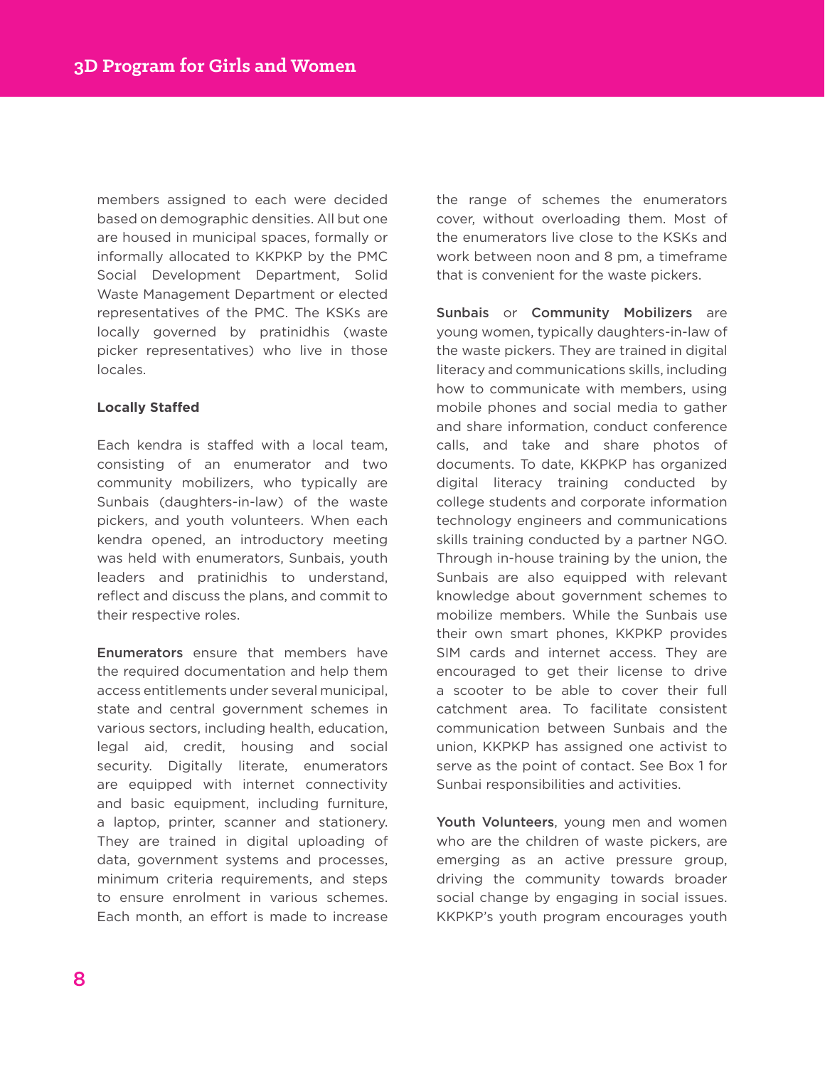members assigned to each were decided based on demographic densities. All but one are housed in municipal spaces, formally or informally allocated to KKPKP by the PMC Social Development Department, Solid Waste Management Department or elected representatives of the PMC. The KSKs are locally governed by pratinidhis (waste picker representatives) who live in those locales.

**Locally Staffed**

Each kendra is staffed with a local team, consisting of an enumerator and two community mobilizers, who typically are Sunbais (daughters-in-law) of the waste pickers, and youth volunteers. When each kendra opened, an introductory meeting was held with enumerators, Sunbais, youth leaders and pratinidhis to understand, reflect and discuss the plans, and commit to their respective roles.

**Enumerators** ensure that members have the required documentation and help them access entitlements under several municipal, state and central government schemes in various sectors, including health, education, legal aid, credit, housing and social security. Digitally literate, enumerators are equipped with internet connectivity and basic equipment, including furniture, a laptop, printer, scanner and stationery. They are trained in digital uploading of data, government systems and processes, minimum criteria requirements, and steps to ensure enrolment in various schemes. Each month, an effort is made to increase the range of schemes the enumerators cover, without overloading them. Most of the enumerators live close to the KSKs and work between noon and 8 pm, a timeframe that is convenient for the waste pickers.

**Sunbais** or **Community Mobilizers** are young women, typically daughters-in-law of the waste pickers. They are trained in digital literacy and communications skills, including how to communicate with members, using mobile phones and social media to gather and share information, conduct conference calls, and take and share photos of documents. To date, KKPKP has organized digital literacy training conducted by college students and corporate information technology engineers and communications skills training conducted by a partner NGO. Through in-house training by the union, the Sunbais are also equipped with relevant knowledge about government schemes to mobilize members. While the Sunbais use their own smart phones, KKPKP provides SIM cards and internet access. They are encouraged to get their license to drive a scooter to be able to cover their full catchment area. To facilitate consistent communication between Sunbais and the union, KKPKP has assigned one activist to serve as the point of contact. See Box 1 for Sunbai responsibilities and activities.

**Youth Volunteers**, young men and women who are the children of waste pickers, are emerging as an active pressure group, driving the community towards broader social change by engaging in social issues. KKPKP's youth program encourages youth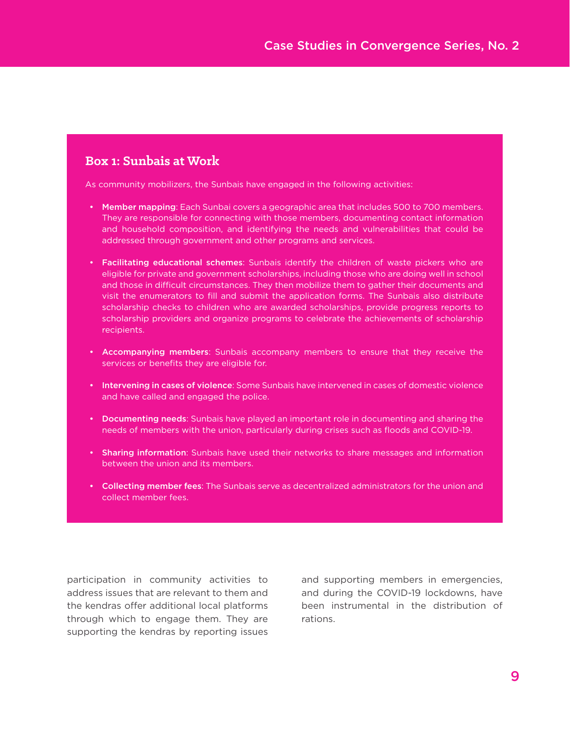### Box 1: Sunbais at Work

As community mobilizers, the Sunbais have engaged in the following activities:

- **Member mapping**: Each Sunbai covers a geographic area that includes 500 to 700 members. They are responsible for connecting with those members, documenting contact information and household composition, and identifying the needs and vulnerabilities that could be addressed through government and other programs and services.
- **Facilitating educational schemes**: Sunbais identify the children of waste pickers who are eligible for private and government scholarships, including those who are doing well in school and those in difficult circumstances. They then mobilize them to gather their documents and visit the enumerators to fill and submit the application forms. The Sunbais also distribute scholarship checks to children who are awarded scholarships, provide progress reports to scholarship providers and organize programs to celebrate the achievements of scholarship recipients.
- **Accompanying members**: Sunbais accompany members to ensure that they receive the services or benefits they are eligible for.
- **Intervening in cases of violence**: Some Sunbais have intervened in cases of domestic violence and have called and engaged the police.
- **Documenting needs**: Sunbais have played an important role in documenting and sharing the needs of members with the union, particularly during crises such as floods and COVID-19.
- **Sharing information**: Sunbais have used their networks to share messages and information between the union and its members.
- **Collecting member fees**: The Sunbais serve as decentralized administrators for the union and collect member fees.

participation in community activities to address issues that are relevant to them and the kendras offer additional local platforms through which to engage them. They are supporting the kendras by reporting issues and supporting members in emergencies, and during the COVID-19 lockdowns, have been instrumental in the distribution of rations.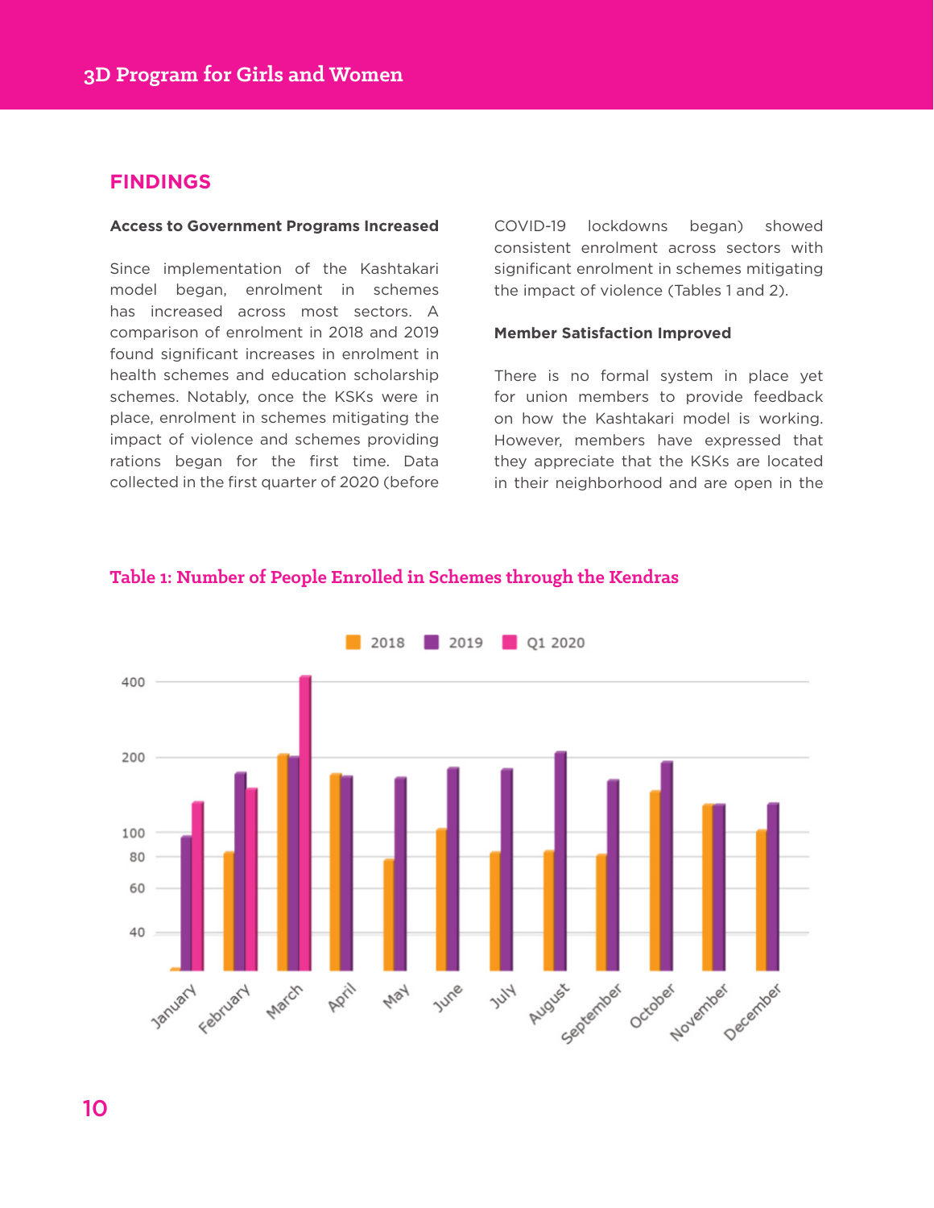## FINDINGS

**Access to Government Programs Increased**

Since implementation of the Kashtakari model began, enrolment in schemes has increased across most sectors. A comparison of enrolment in 2018 and 2019 found significant increases in enrolment in health schemes and education scholarship schemes. Notably, once the KSKs were in place, enrolment in schemes mitigating the impact of violence and schemes providing rations began for the first time. Data collected in the first quarter of 2020 (before COVID-19 lockdowns began) showed consistent enrolment across sectors with significant enrolment in schemes mitigating the impact of violence (Tables 1 and 2).

**Member Satisfaction Improved**

There is no formal system in place yet for union members to provide feedback on how the Kashtakari model is working. However, members have expressed that they appreciate that the KSKs are located in their neighborhood and are open in the

**Table 1: Number of People Enrolled in Schemes through the Kendras**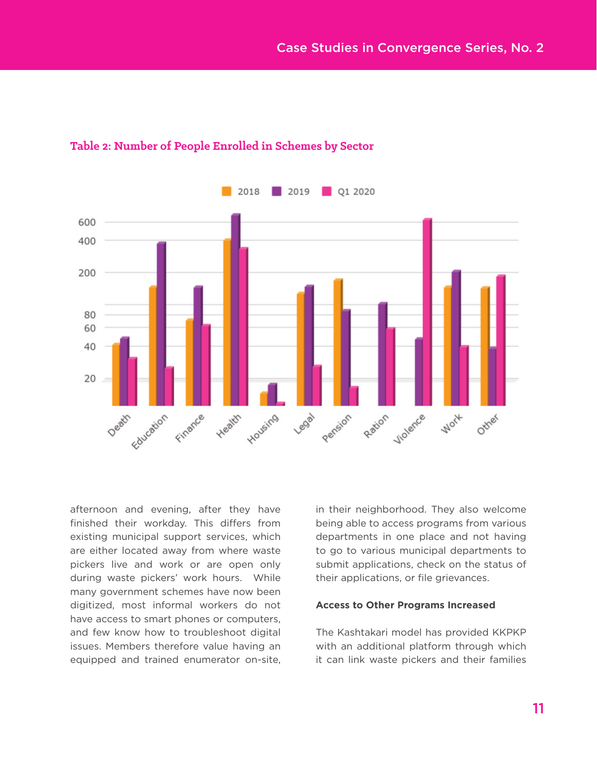**Table 2: Number of People Enrolled in Schemes by Sector**

afternoon and evening, after they have finished their workday. This differs from existing municipal support services, which are either located away from where waste pickers live and work or are open only during waste pickers' work hours. While many government schemes have now been digitized, most informal workers do not have access to smart phones or computers, and few know how to troubleshoot digital issues. Members therefore value having an equipped and trained enumerator on-site, in their neighborhood. They also welcome being able to access programs from various departments in one place and not having to go to various municipal departments to submit applications, check on the status of their applications, or file grievances.

### Access to Other Programs Increased

The Kashtakari model has provided KKPKP with an additional platform through which it can link waste pickers and their families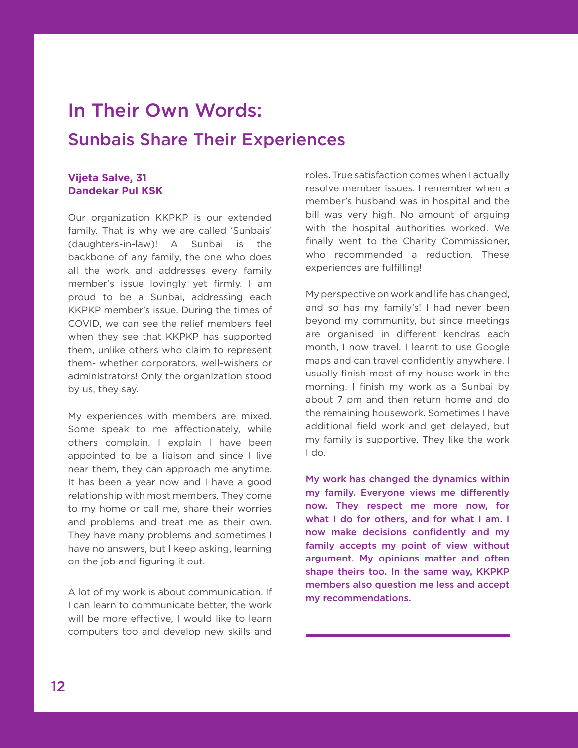# In Their Own Words:

## Sunbais Share Their Experiences

**Vijeta Salve, 31**
**Dandekar Pul KSK**

Our organization KKPKP is our extended family. That is why we are called 'Sunbais' (daughters-in-law)! A Sunbai is the backbone of any family, the one who does all the work and addresses every family member's issue lovingly yet firmly. I am proud to be a Sunbai, addressing each KKPKP member's issue. During the times of COVID, we can see the relief members feel when they see that KKPKP has supported them, unlike others who claim to represent them- whether corporators, well-wishers or administrators! Only the organization stood by us, they say.

My experiences with members are mixed. Some speak to me affectionately, while others complain. I explain I have been appointed to be a liaison and since I live near them, they can approach me anytime. It has been a year now and I have a good relationship with most members. They come to my home or call me, share their worries and problems and treat me as their own. They have many problems and sometimes I have no answers, but I keep asking, learning on the job and figuring it out.

A lot of my work is about communication. If I can learn to communicate better, the work will be more effective, I would like to learn computers too and develop new skills and roles. True satisfaction comes when I actually resolve member issues. I remember when a member's husband was in hospital and the bill was very high. No amount of arguing with the hospital authorities worked. We finally went to the Charity Commissioner, who recommended a reduction. These experiences are fulfilling!

My perspective on work and life has changed, and so has my family's! I had never been beyond my community, but since meetings are organised in different kendras each month, I now travel. I learnt to use Google maps and can travel confidently anywhere. I usually finish most of my house work in the morning. I finish my work as a Sunbai by about 7 pm and then return home and do the remaining housework. Sometimes I have additional field work and get delayed, but my family is supportive. They like the work I do.

**My work has changed the dynamics within my family. Everyone views me differently now. They respect me more now, for what I do for others, and for what I am. I now make decisions confidently and my family accepts my point of view without argument. My opinions matter and often shape theirs too. In the same way, KKPKP members also question me less and accept my recommendations.**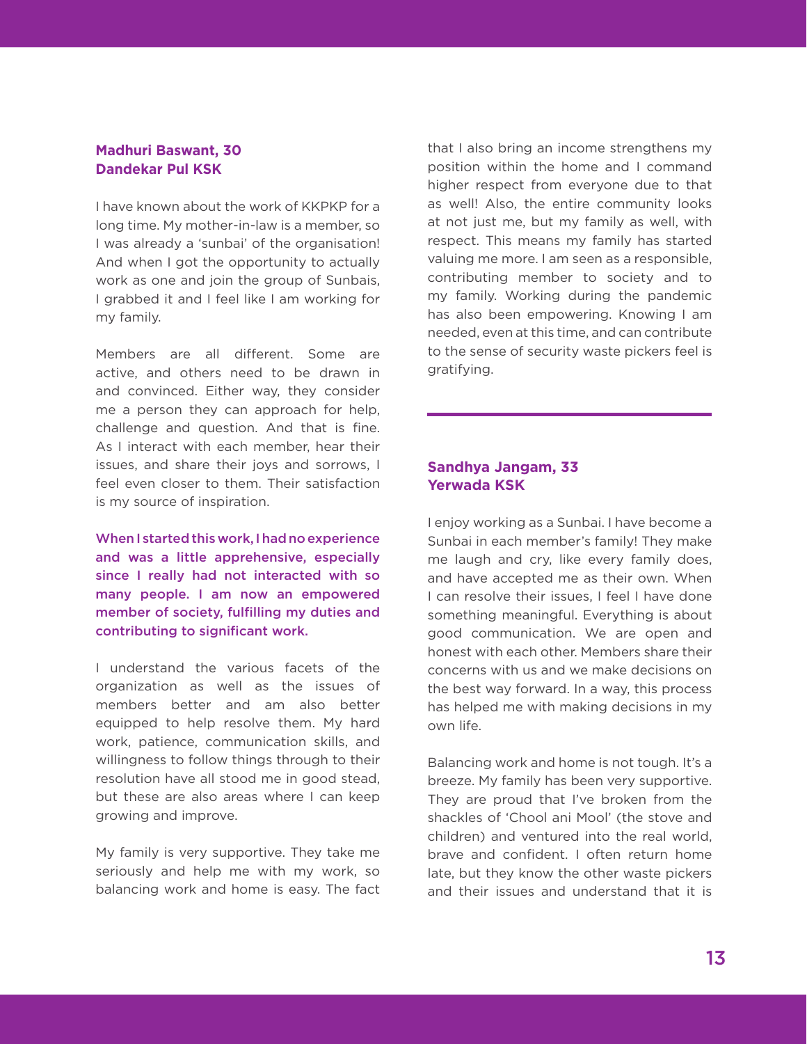**Madhuri Baswant, 30**
**Dandekar Pul KSK**

I have known about the work of KKPKP for a long time. My mother-in-law is a member, so I was already a 'sunbai' of the organisation! And when I got the opportunity to actually work as one and join the group of Sunbais, I grabbed it and I feel like I am working for my family.

Members are all different. Some are active, and others need to be drawn in and convinced. Either way, they consider me a person they can approach for help, challenge and question. And that is fine. As I interact with each member, hear their issues, and share their joys and sorrows, I feel even closer to them. Their satisfaction is my source of inspiration.

**When I started this work, I had no experience and was a little apprehensive, especially since I really had not interacted with so many people. I am now an empowered member of society, fulfilling my duties and contributing to significant work.**

I understand the various facets of the organization as well as the issues of members better and am also better equipped to help resolve them. My hard work, patience, communication skills, and willingness to follow things through to their resolution have all stood me in good stead, but these are also areas where I can keep growing and improve.

My family is very supportive. They take me seriously and help me with my work, so balancing work and home is easy. The fact that I also bring an income strengthens my position within the home and I command higher respect from everyone due to that as well! Also, the entire community looks at not just me, but my family as well, with respect. This means my family has started valuing me more. I am seen as a responsible, contributing member to society and to my family. Working during the pandemic has also been empowering. Knowing I am needed, even at this time, and can contribute to the sense of security waste pickers feel is gratifying.

---

**Sandhya Jangam, 33**
**Yerwada KSK**

I enjoy working as a Sunbai. I have become a Sunbai in each member's family! They make me laugh and cry, like every family does, and have accepted me as their own. When I can resolve their issues, I feel I have done something meaningful. Everything is about good communication. We are open and honest with each other. Members share their concerns with us and we make decisions on the best way forward. In a way, this process has helped me with making decisions in my own life.

Balancing work and home is not tough. It's a breeze. My family has been very supportive. They are proud that I've broken from the shackles of 'Chool ani Mool' (the stove and children) and ventured into the real world, brave and confident. I often return home late, but they know the other waste pickers and their issues and understand that it is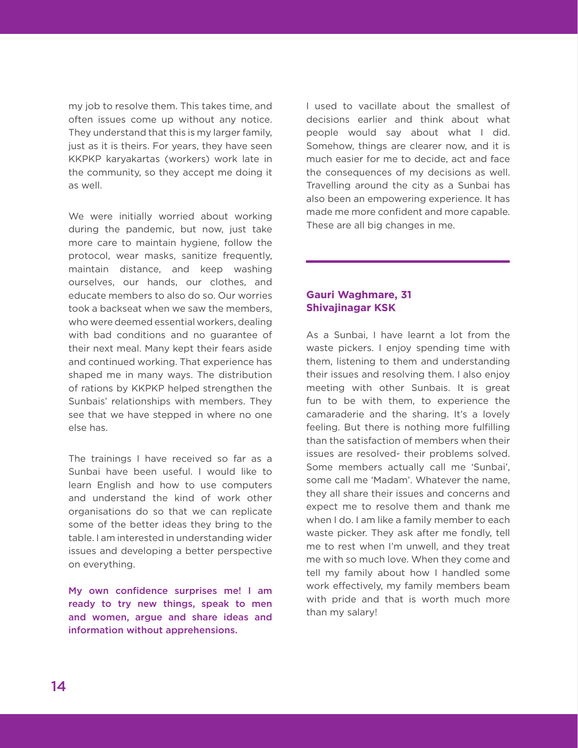my job to resolve them. This takes time, and often issues come up without any notice. They understand that this is my larger family, just as it is theirs. For years, they have seen KKPKP karyakartas (workers) work late in the community, so they accept me doing it as well.

We were initially worried about working during the pandemic, but now, just take more care to maintain hygiene, follow the protocol, wear masks, sanitize frequently, maintain distance, and keep washing ourselves, our hands, our clothes, and educate members to also do so. Our worries took a backseat when we saw the members, who were deemed essential workers, dealing with bad conditions and no guarantee of their next meal. Many kept their fears aside and continued working. That experience has shaped me in many ways. The distribution of rations by KKPKP helped strengthen the Sunbais' relationships with members. They see that we have stepped in where no one else has.

The trainings I have received so far as a Sunbai have been useful. I would like to learn English and how to use computers and understand the kind of work other organisations do so that we can replicate some of the better ideas they bring to the table. I am interested in understanding wider issues and developing a better perspective on everything.

**My own confidence surprises me! I am ready to try new things, speak to men and women, argue and share ideas and information without apprehensions.**

I used to vacillate about the smallest of decisions earlier and think about what people would say about what I did. Somehow, things are clearer now, and it is much easier for me to decide, act and face the consequences of my decisions as well. Travelling around the city as a Sunbai has also been an empowering experience. It has made me more confident and more capable. These are all big changes in me.

---

### Gauri Waghmare, 31
### Shivajinagar KSK

As a Sunbai, I have learnt a lot from the waste pickers. I enjoy spending time with them, listening to them and understanding their issues and resolving them. I also enjoy meeting with other Sunbais. It is great fun to be with them, to experience the camaraderie and the sharing. It's a lovely feeling. But there is nothing more fulfilling than the satisfaction of members when their issues are resolved- their problems solved. Some members actually call me 'Sunbai', some call me 'Madam'. Whatever the name, they all share their issues and concerns and expect me to resolve them and thank me when I do. I am like a family member to each waste picker. They ask after me fondly, tell me to rest when I'm unwell, and they treat me with so much love. When they come and tell my family about how I handled some work effectively, my family members beam with pride and that is worth much more than my salary!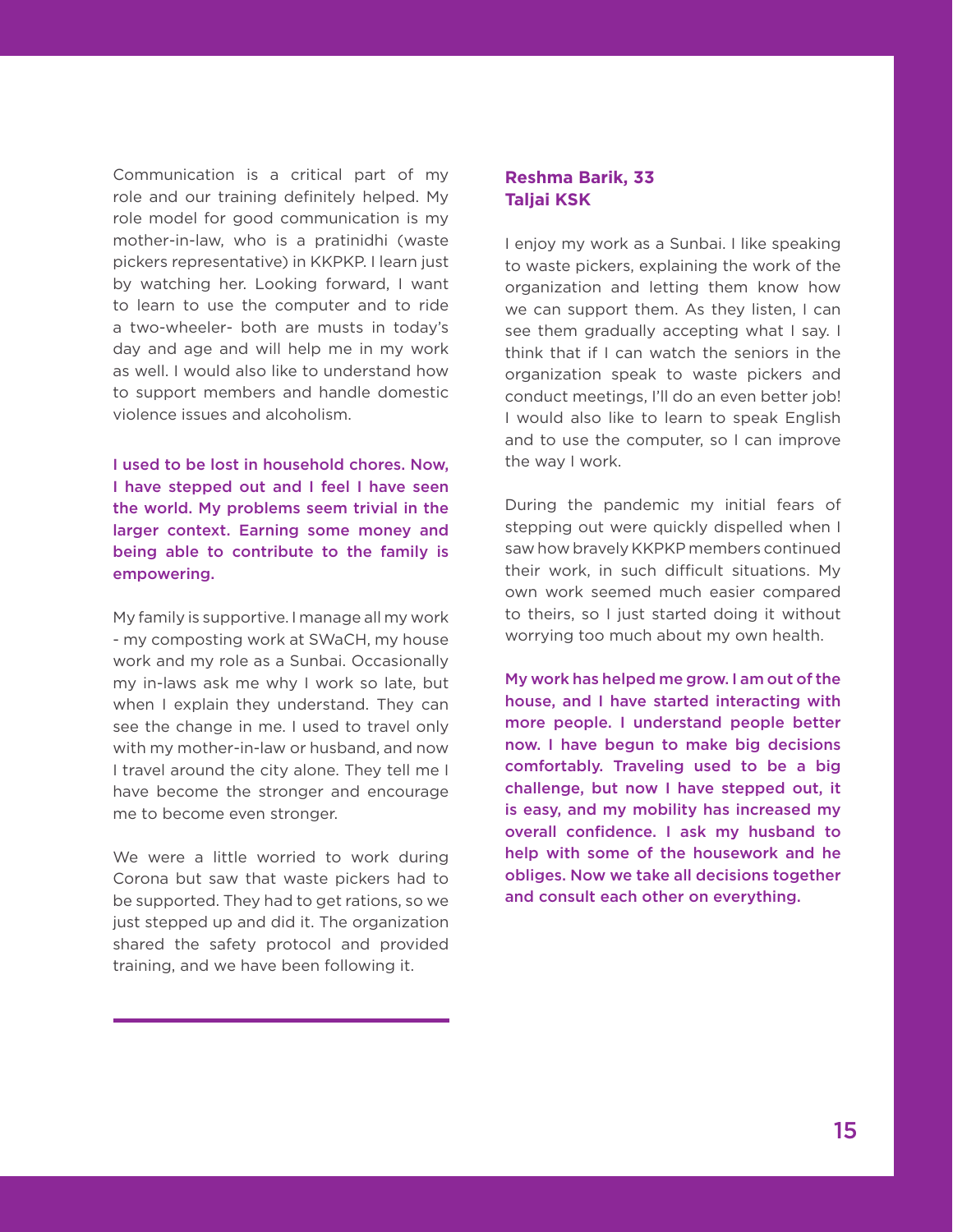Communication is a critical part of my role and our training definitely helped. My role model for good communication is my mother-in-law, who is a pratinidhi (waste pickers representative) in KKPKP. I learn just by watching her. Looking forward, I want to learn to use the computer and to ride a two-wheeler- both are musts in today's day and age and will help me in my work as well. I would also like to understand how to support members and handle domestic violence issues and alcoholism.

**I used to be lost in household chores. Now, I have stepped out and I feel I have seen the world. My problems seem trivial in the larger context. Earning some money and being able to contribute to the family is empowering.**

My family is supportive. I manage all my work - my composting work at SWaCH, my house work and my role as a Sunbai. Occasionally my in-laws ask me why I work so late, but when I explain they understand. They can see the change in me. I used to travel only with my mother-in-law or husband, and now I travel around the city alone. They tell me I have become the stronger and encourage me to become even stronger.

We were a little worried to work during Corona but saw that waste pickers had to be supported. They had to get rations, so we just stepped up and did it. The organization shared the safety protocol and provided training, and we have been following it.

---

### Reshma Barik, 33
### Taljai KSK

I enjoy my work as a Sunbai. I like speaking to waste pickers, explaining the work of the organization and letting them know how we can support them. As they listen, I can see them gradually accepting what I say. I think that if I can watch the seniors in the organization speak to waste pickers and conduct meetings, I'll do an even better job! I would also like to learn to speak English and to use the computer, so I can improve the way I work.

During the pandemic my initial fears of stepping out were quickly dispelled when I saw how bravely KKPKP members continued their work, in such difficult situations. My own work seemed much easier compared to theirs, so I just started doing it without worrying too much about my own health.

**My work has helped me grow. I am out of the house, and I have started interacting with more people. I understand people better now. I have begun to make big decisions comfortably. Traveling used to be a big challenge, but now I have stepped out, it is easy, and my mobility has increased my overall confidence. I ask my husband to help with some of the housework and he obliges. Now we take all decisions together and consult each other on everything.**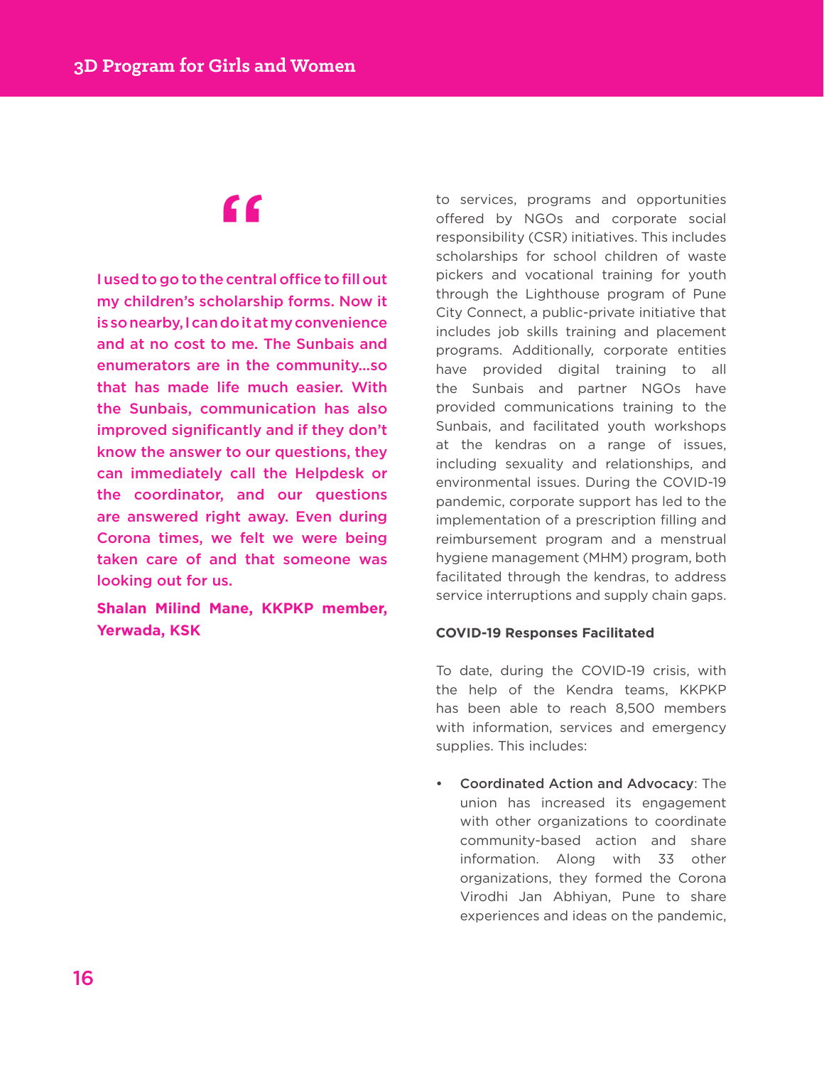> I used to go to the central office to fill out my children's scholarship forms. Now it is so nearby, I can do it at my convenience and at no cost to me. The Sunbais and enumerators are in the community...so that has made life much easier. With the Sunbais, communication has also improved significantly and if they don't know the answer to our questions, they can immediately call the Helpdesk or the coordinator, and our questions are answered right away. Even during Corona times, we felt we were being taken care of and that someone was looking out for us.
>
> **Shalan Milind Mane, KKPKP member, Yerwada, KSK**

to services, programs and opportunities offered by NGOs and corporate social responsibility (CSR) initiatives. This includes scholarships for school children of waste pickers and vocational training for youth through the Lighthouse program of Pune City Connect, a public-private initiative that includes job skills training and placement programs. Additionally, corporate entities have provided digital training to all the Sunbais and partner NGOs have provided communications training to the Sunbais, and facilitated youth workshops at the kendras on a range of issues, including sexuality and relationships, and environmental issues. During the COVID-19 pandemic, corporate support has led to the implementation of a prescription filling and reimbursement program and a menstrual hygiene management (MHM) program, both facilitated through the kendras, to address service interruptions and supply chain gaps.

**COVID-19 Responses Facilitated**

To date, during the COVID-19 crisis, with the help of the Kendra teams, KKPKP has been able to reach 8,500 members with information, services and emergency supplies. This includes:

- **Coordinated Action and Advocacy**: The union has increased its engagement with other organizations to coordinate community-based action and share information. Along with 33 other organizations, they formed the Corona Virodhi Jan Abhiyan, Pune to share experiences and ideas on the pandemic,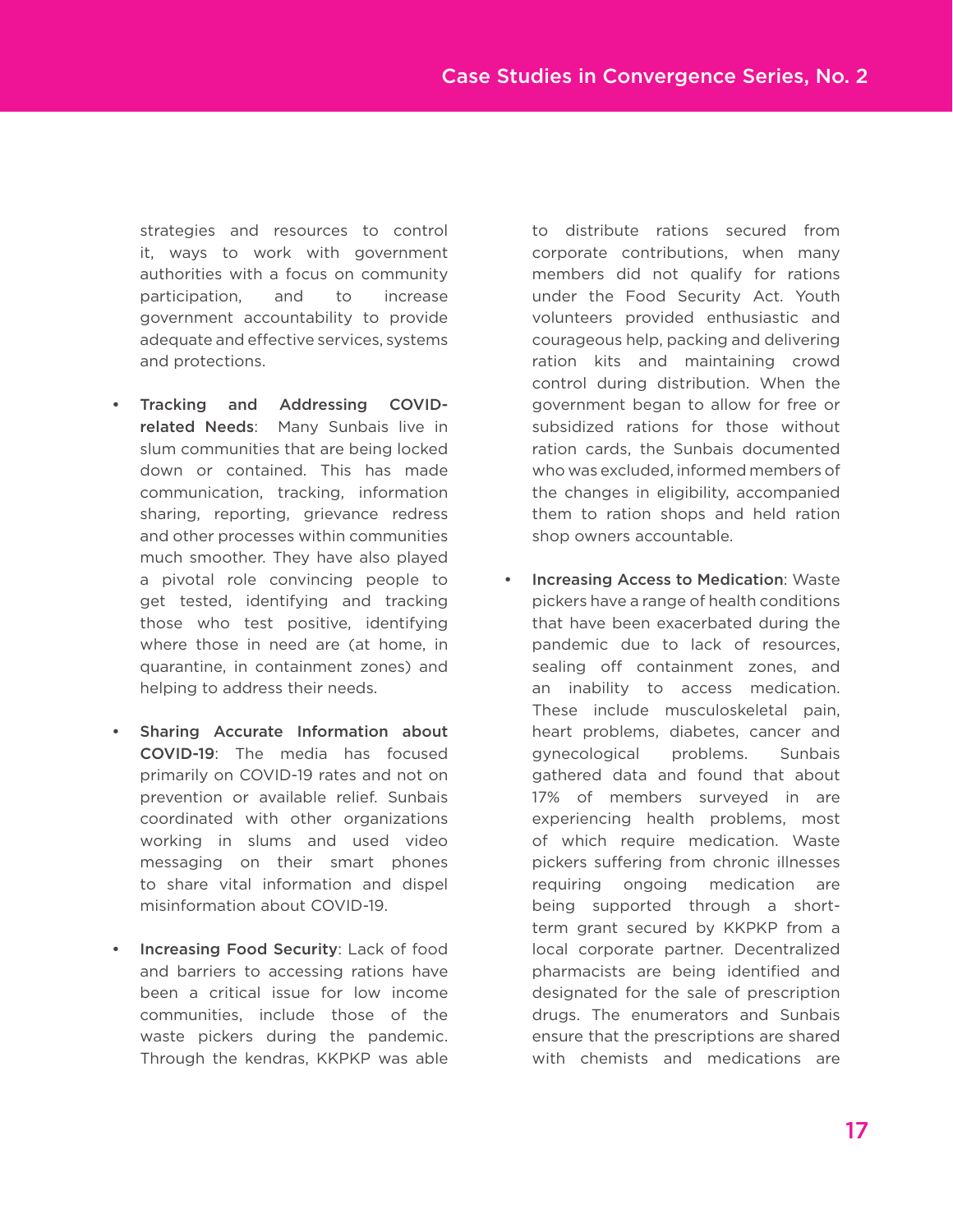strategies and resources to control it, ways to work with government authorities with a focus on community participation, and to increase government accountability to provide adequate and effective services, systems and protections.

- **Tracking and Addressing COVID-related Needs**: Many Sunbais live in slum communities that are being locked down or contained. This has made communication, tracking, information sharing, reporting, grievance redress and other processes within communities much smoother. They have also played a pivotal role convincing people to get tested, identifying and tracking those who test positive, identifying where those in need are (at home, in quarantine, in containment zones) and helping to address their needs.

- **Sharing Accurate Information about COVID-19**: The media has focused primarily on COVID-19 rates and not on prevention or available relief. Sunbais coordinated with other organizations working in slums and used video messaging on their smart phones to share vital information and dispel misinformation about COVID-19.

- **Increasing Food Security**: Lack of food and barriers to accessing rations have been a critical issue for low income communities, include those of the waste pickers during the pandemic. Through the kendras, KKPKP was able to distribute rations secured from corporate contributions, when many members did not qualify for rations under the Food Security Act. Youth volunteers provided enthusiastic and courageous help, packing and delivering ration kits and maintaining crowd control during distribution. When the government began to allow for free or subsidized rations for those without ration cards, the Sunbais documented who was excluded, informed members of the changes in eligibility, accompanied them to ration shops and held ration shop owners accountable.

- **Increasing Access to Medication**: Waste pickers have a range of health conditions that have been exacerbated during the pandemic due to lack of resources, sealing off containment zones, and an inability to access medication. These include musculoskeletal pain, heart problems, diabetes, cancer and gynecological problems. Sunbais gathered data and found that about 17% of members surveyed in are experiencing health problems, most of which require medication. Waste pickers suffering from chronic illnesses requiring ongoing medication are being supported through a short-term grant secured by KKPKP from a local corporate partner. Decentralized pharmacists are being identified and designated for the sale of prescription drugs. The enumerators and Sunbais ensure that the prescriptions are shared with chemists and medications are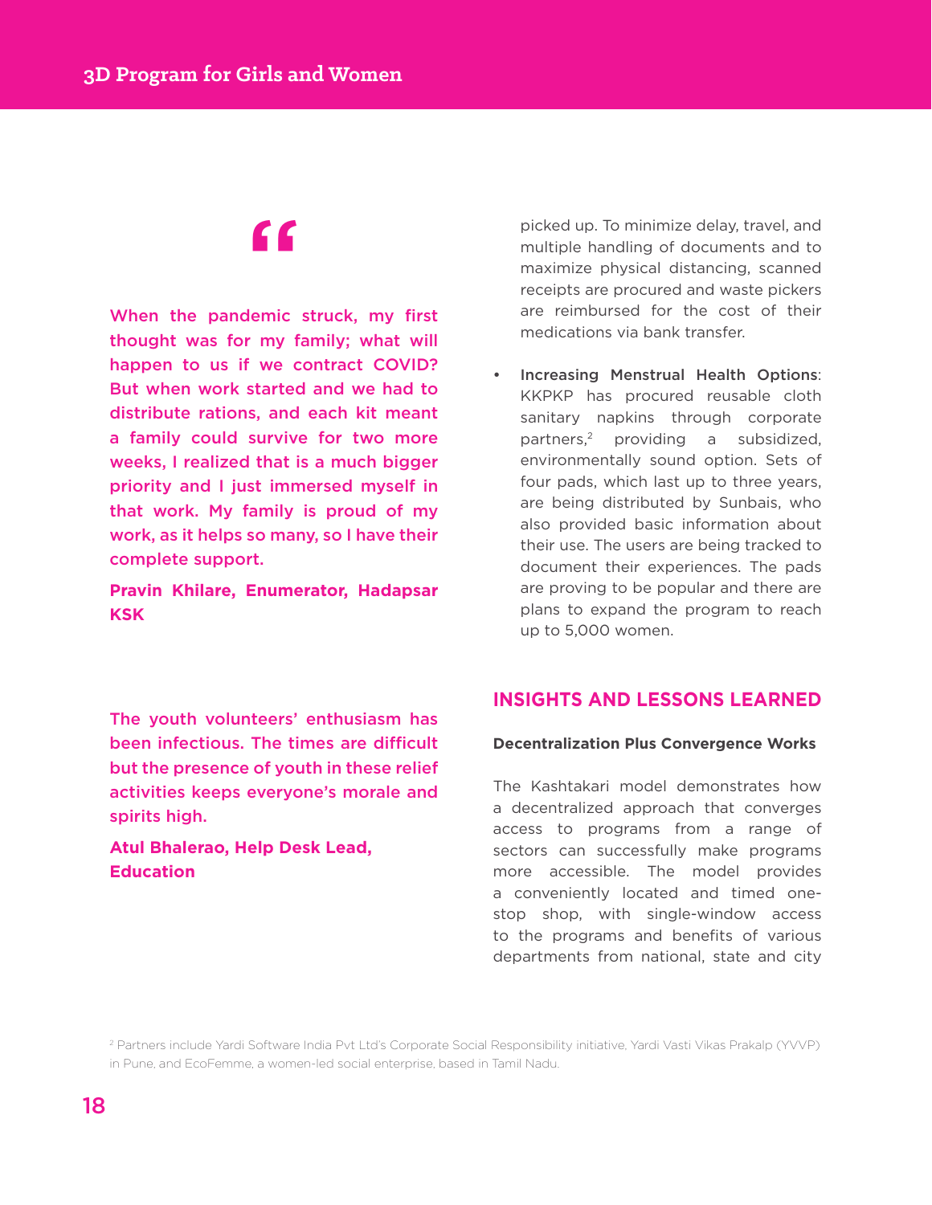"

**When the pandemic struck, my first thought was for my family; what will happen to us if we contract COVID? But when work started and we had to distribute rations, and each kit meant a family could survive for two more weeks, I realized that is a much bigger priority and I just immersed myself in that work. My family is proud of my work, as it helps so many, so I have their complete support.**

**Pravin Khilare, Enumerator, Hadapsar KSK**

**The youth volunteers' enthusiasm has been infectious. The times are difficult but the presence of youth in these relief activities keeps everyone's morale and spirits high.**

**Atul Bhalerao, Help Desk Lead, Education**

picked up. To minimize delay, travel, and multiple handling of documents and to maximize physical distancing, scanned receipts are procured and waste pickers are reimbursed for the cost of their medications via bank transfer.

- **Increasing Menstrual Health Options**: KKPKP has procured reusable cloth sanitary napkins through corporate partners,[2] providing a subsidized, environmentally sound option. Sets of four pads, which last up to three years, are being distributed by Sunbais, who also provided basic information about their use. The users are being tracked to document their experiences. The pads are proving to be popular and there are plans to expand the program to reach up to 5,000 women.

## INSIGHTS AND LESSONS LEARNED

**Decentralization Plus Convergence Works**

The Kashtakari model demonstrates how a decentralized approach that converges access to programs from a range of sectors can successfully make programs more accessible. The model provides a conveniently located and timed one-stop shop, with single-window access to the programs and benefits of various departments from national, state and city

[2] Partners include Yardi Software India Pvt Ltd's Corporate Social Responsibility initiative, Yardi Vasti Vikas Prakalp (YVVP) in Pune, and EcoFemme, a women-led social enterprise, based in Tamil Nadu.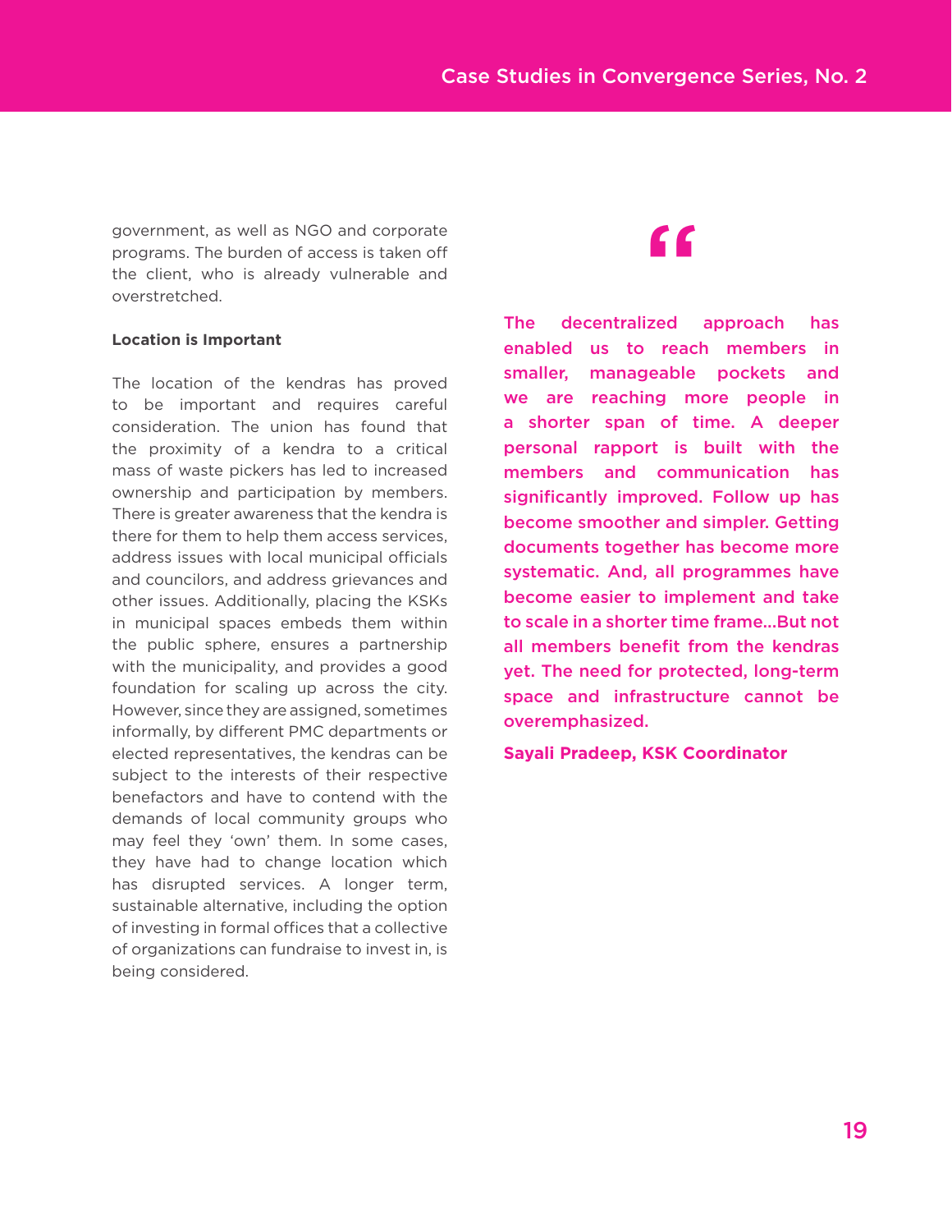government, as well as NGO and corporate programs. The burden of access is taken off the client, who is already vulnerable and overstretched.

**Location is Important**

The location of the kendras has proved to be important and requires careful consideration. The union has found that the proximity of a kendra to a critical mass of waste pickers has led to increased ownership and participation by members. There is greater awareness that the kendra is there for them to help them access services, address issues with local municipal officials and councilors, and address grievances and other issues. Additionally, placing the KSKs in municipal spaces embeds them within the public sphere, ensures a partnership with the municipality, and provides a good foundation for scaling up across the city. However, since they are assigned, sometimes informally, by different PMC departments or elected representatives, the kendras can be subject to the interests of their respective benefactors and have to contend with the demands of local community groups who may feel they 'own' them. In some cases, they have had to change location which has disrupted services. A longer term, sustainable alternative, including the option of investing in formal offices that a collective of organizations can fundraise to invest in, is being considered.

> "
>
> **The decentralized approach has enabled us to reach members in smaller, manageable pockets and we are reaching more people in a shorter span of time. A deeper personal rapport is built with the members and communication has significantly improved. Follow up has become smoother and simpler. Getting documents together has become more systematic. And, all programmes have become easier to implement and take to scale in a shorter time frame...But not all members benefit from the kendras yet. The need for protected, long-term space and infrastructure cannot be overemphasized.**
>
> **Sayali Pradeep, KSK Coordinator**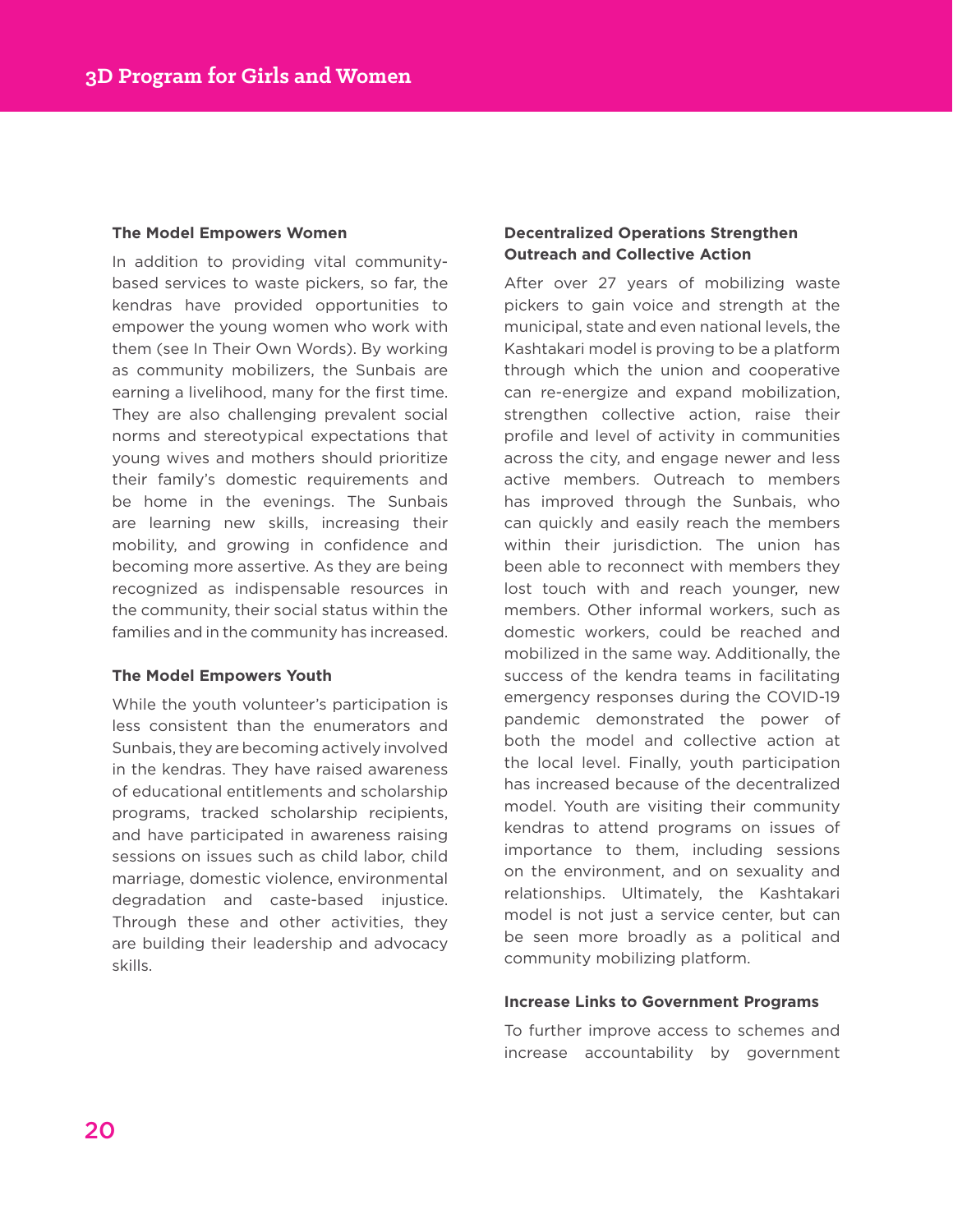### The Model Empowers Women

In addition to providing vital community-based services to waste pickers, so far, the kendras have provided opportunities to empower the young women who work with them (see In Their Own Words). By working as community mobilizers, the Sunbais are earning a livelihood, many for the first time. They are also challenging prevalent social norms and stereotypical expectations that young wives and mothers should prioritize their family's domestic requirements and be home in the evenings. The Sunbais are learning new skills, increasing their mobility, and growing in confidence and becoming more assertive. As they are being recognized as indispensable resources in the community, their social status within the families and in the community has increased.

### The Model Empowers Youth

While the youth volunteer's participation is less consistent than the enumerators and Sunbais, they are becoming actively involved in the kendras. They have raised awareness of educational entitlements and scholarship programs, tracked scholarship recipients, and have participated in awareness raising sessions on issues such as child labor, child marriage, domestic violence, environmental degradation and caste-based injustice. Through these and other activities, they are building their leadership and advocacy skills.

### Decentralized Operations Strengthen Outreach and Collective Action

After over 27 years of mobilizing waste pickers to gain voice and strength at the municipal, state and even national levels, the Kashtakari model is proving to be a platform through which the union and cooperative can re-energize and expand mobilization, strengthen collective action, raise their profile and level of activity in communities across the city, and engage newer and less active members. Outreach to members has improved through the Sunbais, who can quickly and easily reach the members within their jurisdiction. The union has been able to reconnect with members they lost touch with and reach younger, new members. Other informal workers, such as domestic workers, could be reached and mobilized in the same way. Additionally, the success of the kendra teams in facilitating emergency responses during the COVID-19 pandemic demonstrated the power of both the model and collective action at the local level. Finally, youth participation has increased because of the decentralized model. Youth are visiting their community kendras to attend programs on issues of importance to them, including sessions on the environment, and on sexuality and relationships. Ultimately, the Kashtakari model is not just a service center, but can be seen more broadly as a political and community mobilizing platform.

### Increase Links to Government Programs

To further improve access to schemes and increase accountability by government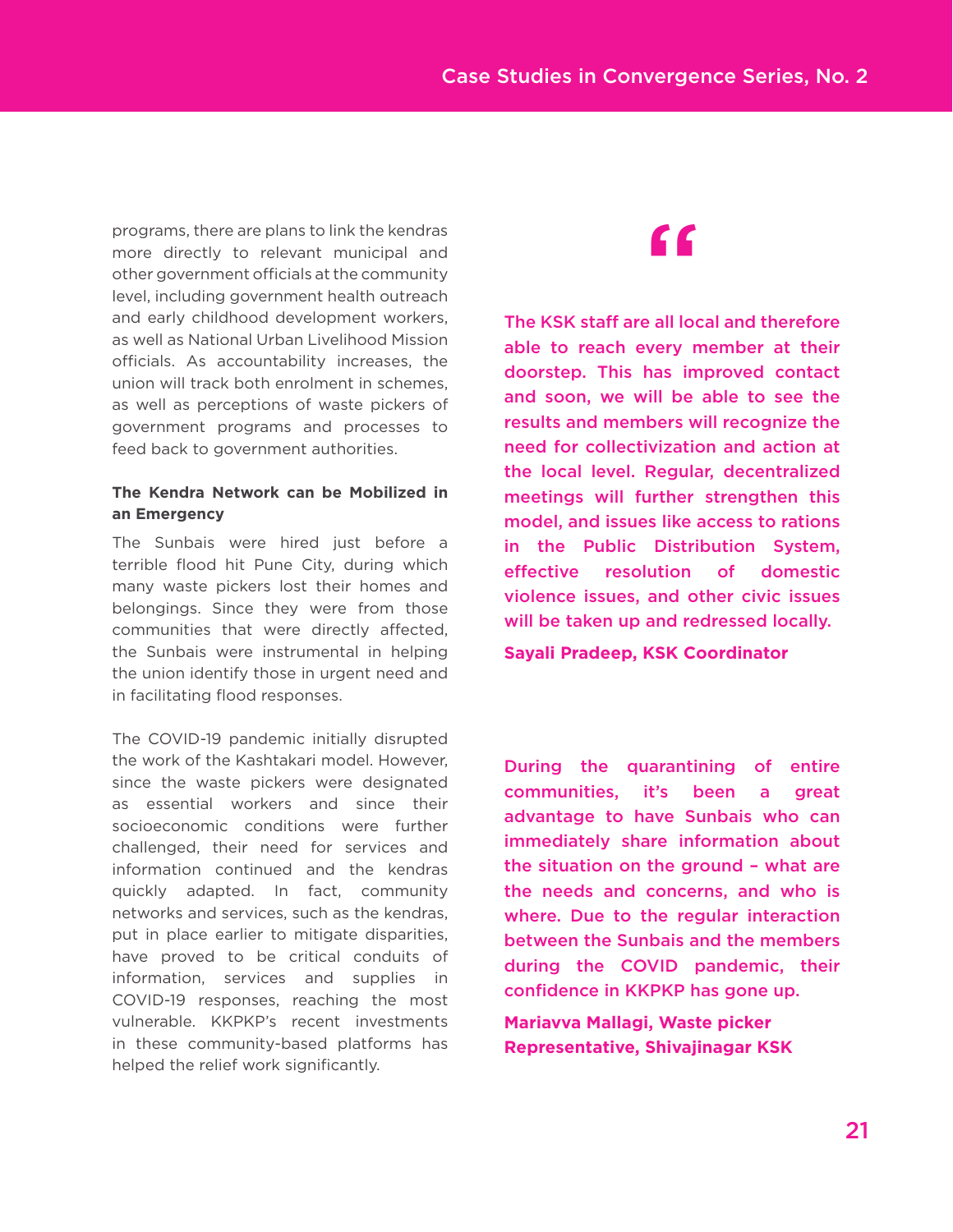programs, there are plans to link the kendras more directly to relevant municipal and other government officials at the community level, including government health outreach and early childhood development workers, as well as National Urban Livelihood Mission officials. As accountability increases, the union will track both enrolment in schemes, as well as perceptions of waste pickers of government programs and processes to feed back to government authorities.

**The Kendra Network can be Mobilized in an Emergency**

The Sunbais were hired just before a terrible flood hit Pune City, during which many waste pickers lost their homes and belongings. Since they were from those communities that were directly affected, the Sunbais were instrumental in helping the union identify those in urgent need and in facilitating flood responses.

The COVID-19 pandemic initially disrupted the work of the Kashtakari model. However, since the waste pickers were designated as essential workers and since their socioeconomic conditions were further challenged, their need for services and information continued and the kendras quickly adapted. In fact, community networks and services, such as the kendras, put in place earlier to mitigate disparities, have proved to be critical conduits of information, services and supplies in COVID-19 responses, reaching the most vulnerable. KKPKP's recent investments in these community-based platforms has helped the relief work significantly.

> "
>
> **The KSK staff are all local and therefore able to reach every member at their doorstep. This has improved contact and soon, we will be able to see the results and members will recognize the need for collectivization and action at the local level. Regular, decentralized meetings will further strengthen this model, and issues like access to rations in the Public Distribution System, effective resolution of domestic violence issues, and other civic issues will be taken up and redressed locally.**
>
> **Sayali Pradeep, KSK Coordinator**

> **During the quarantining of entire communities, it's been a great advantage to have Sunbais who can immediately share information about the situation on the ground – what are the needs and concerns, and who is where. Due to the regular interaction between the Sunbais and the members during the COVID pandemic, their confidence in KKPKP has gone up.**
>
> **Mariavva Mallagi, Waste picker Representative, Shivajinagar KSK**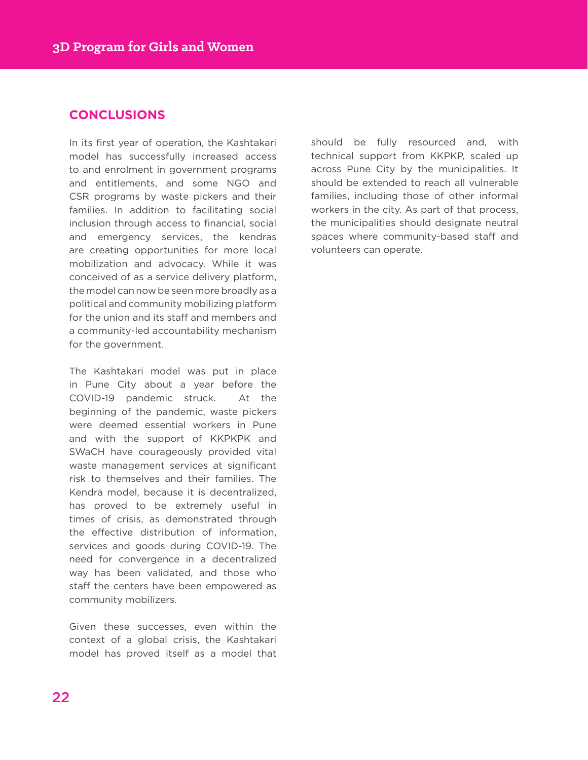## CONCLUSIONS

In its first year of operation, the Kashtakari model has successfully increased access to and enrolment in government programs and entitlements, and some NGO and CSR programs by waste pickers and their families. In addition to facilitating social inclusion through access to financial, social and emergency services, the kendras are creating opportunities for more local mobilization and advocacy. While it was conceived of as a service delivery platform, the model can now be seen more broadly as a political and community mobilizing platform for the union and its staff and members and a community-led accountability mechanism for the government.

The Kashtakari model was put in place in Pune City about a year before the COVID-19 pandemic struck. At the beginning of the pandemic, waste pickers were deemed essential workers in Pune and with the support of KKPKPK and SWaCH have courageously provided vital waste management services at significant risk to themselves and their families. The Kendra model, because it is decentralized, has proved to be extremely useful in times of crisis, as demonstrated through the effective distribution of information, services and goods during COVID-19. The need for convergence in a decentralized way has been validated, and those who staff the centers have been empowered as community mobilizers.

Given these successes, even within the context of a global crisis, the Kashtakari model has proved itself as a model that should be fully resourced and, with technical support from KKPKP, scaled up across Pune City by the municipalities. It should be extended to reach all vulnerable families, including those of other informal workers in the city. As part of that process, the municipalities should designate neutral spaces where community-based staff and volunteers can operate.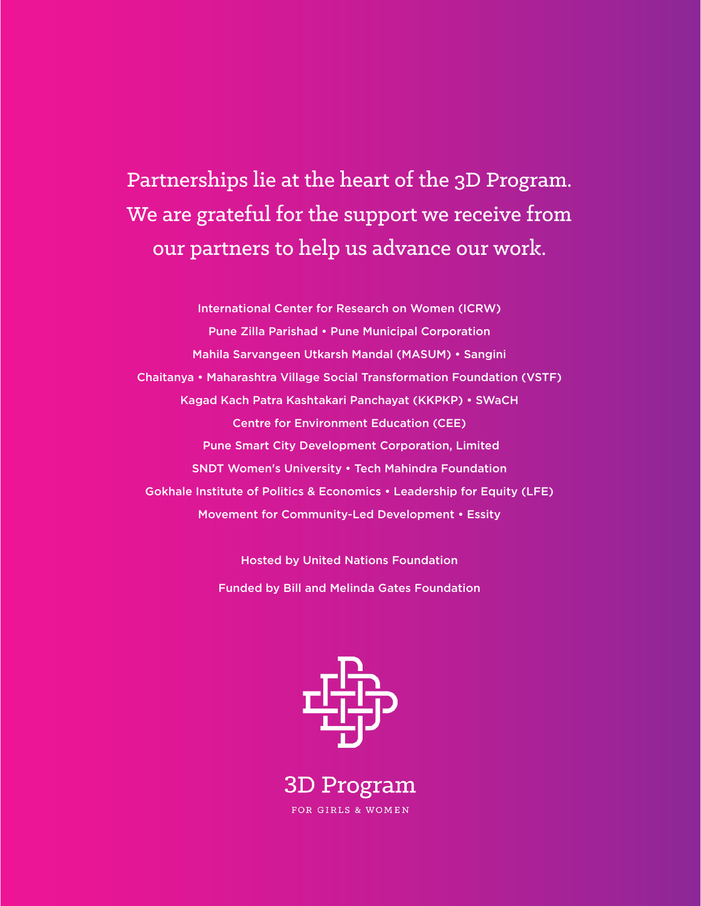Partnerships lie at the heart of the 3D Program. We are grateful for the support we receive from our partners to help us advance our work.

International Center for Research on Women (ICRW)
Pune Zilla Parishad • Pune Municipal Corporation
Mahila Sarvangeen Utkarsh Mandal (MASUM) • Sangini
Chaitanya • Maharashtra Village Social Transformation Foundation (VSTF)
Kagad Kach Patra Kashtakari Panchayat (KKPKP) • SWaCH
Centre for Environment Education (CEE)
Pune Smart City Development Corporation, Limited
SNDT Women's University • Tech Mahindra Foundation
Gokhale Institute of Politics & Economics • Leadership for Equity (LFE)
Movement for Community-Led Development • Essity

Hosted by United Nations Foundation

Funded by Bill and Melinda Gates Foundation

3D Program

FOR GIRLS & WOMEN